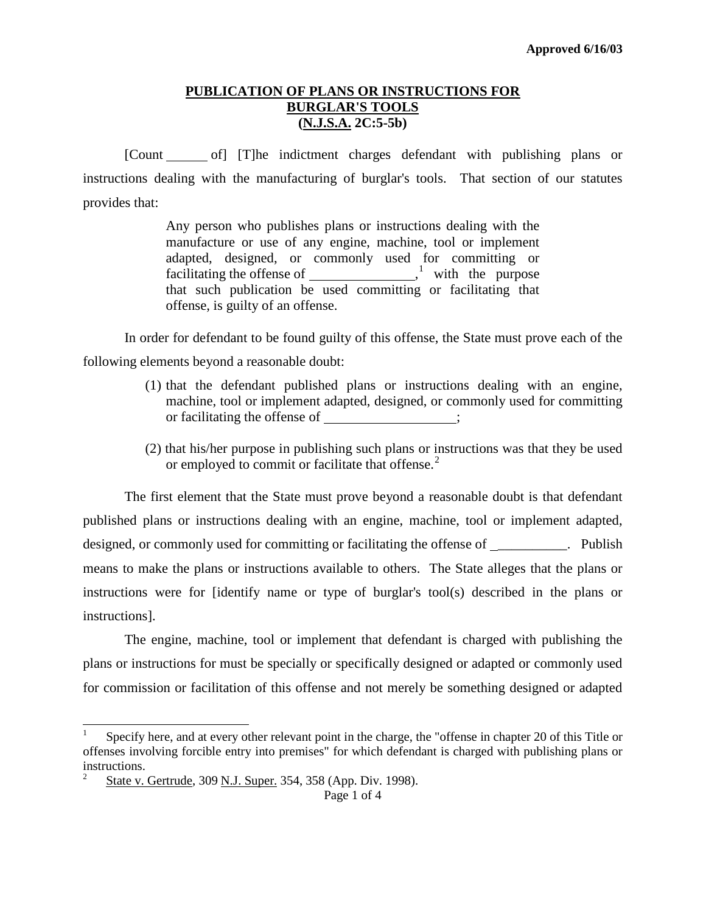**Approved 6/16/03**

# PUBLICATION OF PLANS OR INSTRUCTIONS FOR BURGLAR'S TOOLS (N.J.S.A. 2C:5-5b)

[Count ______ of] [T]he indictment charges defendant with publishing plans or instructions dealing with the manufacturing of burglar's tools. That section of our statutes provides that:

> Any person who publishes plans or instructions dealing with the manufacture or use of any engine, machine, tool or implement adapted, designed, or commonly used for committing or facilitating the offense of ________________,[1] with the purpose that such publication be used committing or facilitating that offense, is guilty of an offense.

In order for defendant to be found guilty of this offense, the State must prove each of the following elements beyond a reasonable doubt:

(1) that the defendant published plans or instructions dealing with an engine, machine, tool or implement adapted, designed, or commonly used for committing or facilitating the offense of ____________________;

(2) that his/her purpose in publishing such plans or instructions was that they be used or employed to commit or facilitate that offense.[2]

The first element that the State must prove beyond a reasonable doubt is that defendant published plans or instructions dealing with an engine, machine, tool or implement adapted, designed, or commonly used for committing or facilitating the offense of ___________. Publish means to make the plans or instructions available to others. The State alleges that the plans or instructions were for [identify name or type of burglar's tool(s) described in the plans or instructions].

The engine, machine, tool or implement that defendant is charged with publishing the plans or instructions for must be specially or specifically designed or adapted or commonly used for commission or facilitation of this offense and not merely be something designed or adapted

---

[1] Specify here, and at every other relevant point in the charge, the "offense in chapter 20 of this Title or offenses involving forcible entry into premises" for which defendant is charged with publishing plans or instructions.

[2] State v. Gertrude, 309 N.J. Super. 354, 358 (App. Div. 1998).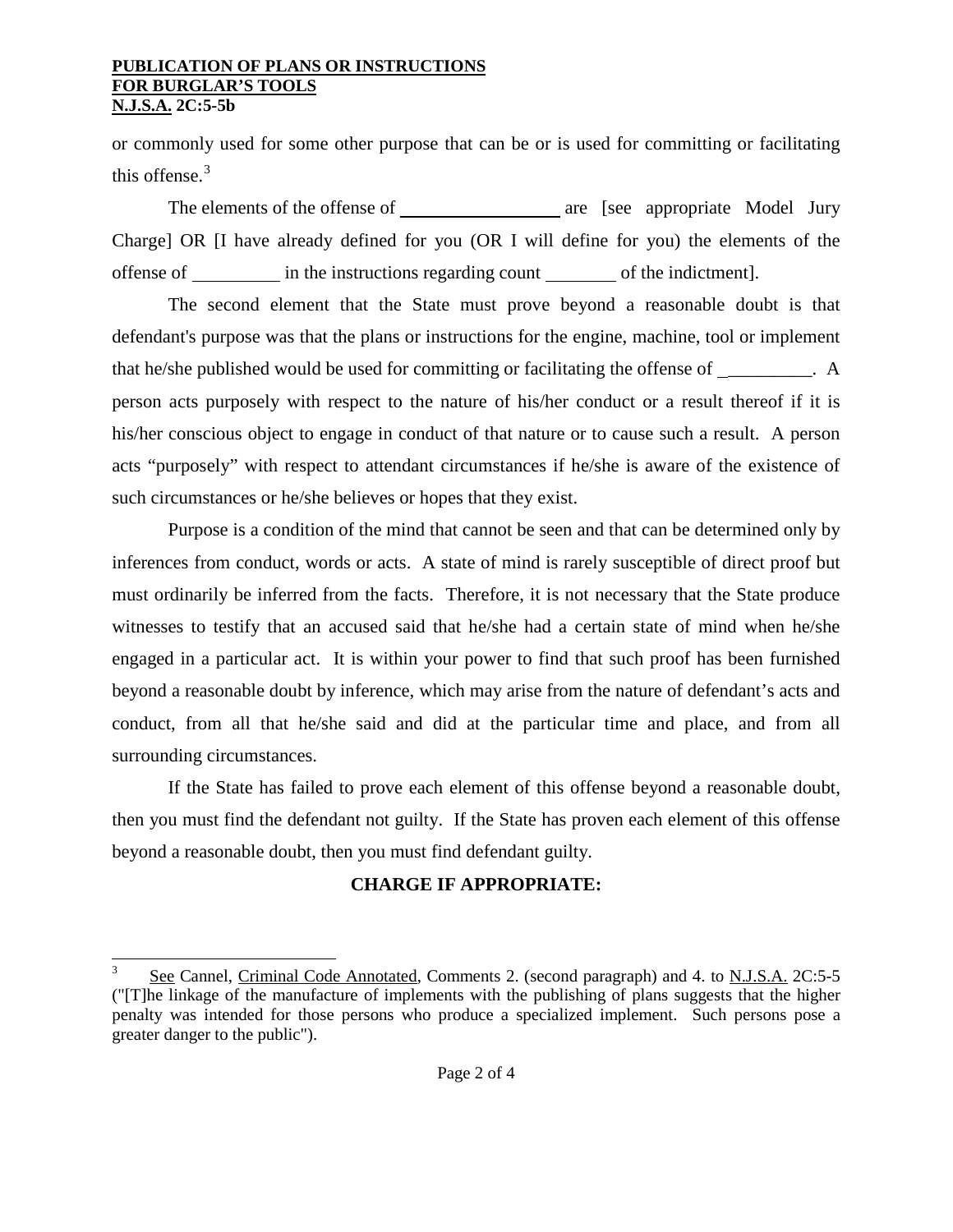or commonly used for some other purpose that can be or is used for committing or facilitating this offense.[3]

The elements of the offense of __________________ are [see appropriate Model Jury Charge] OR [I have already defined for you (OR I will define for you) the elements of the offense of __________ in the instructions regarding count ________ of the indictment].

The second element that the State must prove beyond a reasonable doubt is that defendant's purpose was that the plans or instructions for the engine, machine, tool or implement that he/she published would be used for committing or facilitating the offense of __________. A person acts purposely with respect to the nature of his/her conduct or a result thereof if it is his/her conscious object to engage in conduct of that nature or to cause such a result. A person acts "purposely" with respect to attendant circumstances if he/she is aware of the existence of such circumstances or he/she believes or hopes that they exist.

Purpose is a condition of the mind that cannot be seen and that can be determined only by inferences from conduct, words or acts. A state of mind is rarely susceptible of direct proof but must ordinarily be inferred from the facts. Therefore, it is not necessary that the State produce witnesses to testify that an accused said that he/she had a certain state of mind when he/she engaged in a particular act. It is within your power to find that such proof has been furnished beyond a reasonable doubt by inference, which may arise from the nature of defendant's acts and conduct, from all that he/she said and did at the particular time and place, and from all surrounding circumstances.

If the State has failed to prove each element of this offense beyond a reasonable doubt, then you must find the defendant not guilty. If the State has proven each element of this offense beyond a reasonable doubt, then you must find defendant guilty.

**CHARGE IF APPROPRIATE:**

---

[3] See Cannel, Criminal Code Annotated, Comments 2. (second paragraph) and 4. to N.J.S.A. 2C:5-5 ("[T]he linkage of the manufacture of implements with the publishing of plans suggests that the higher penalty was intended for those persons who produce a specialized implement. Such persons pose a greater danger to the public").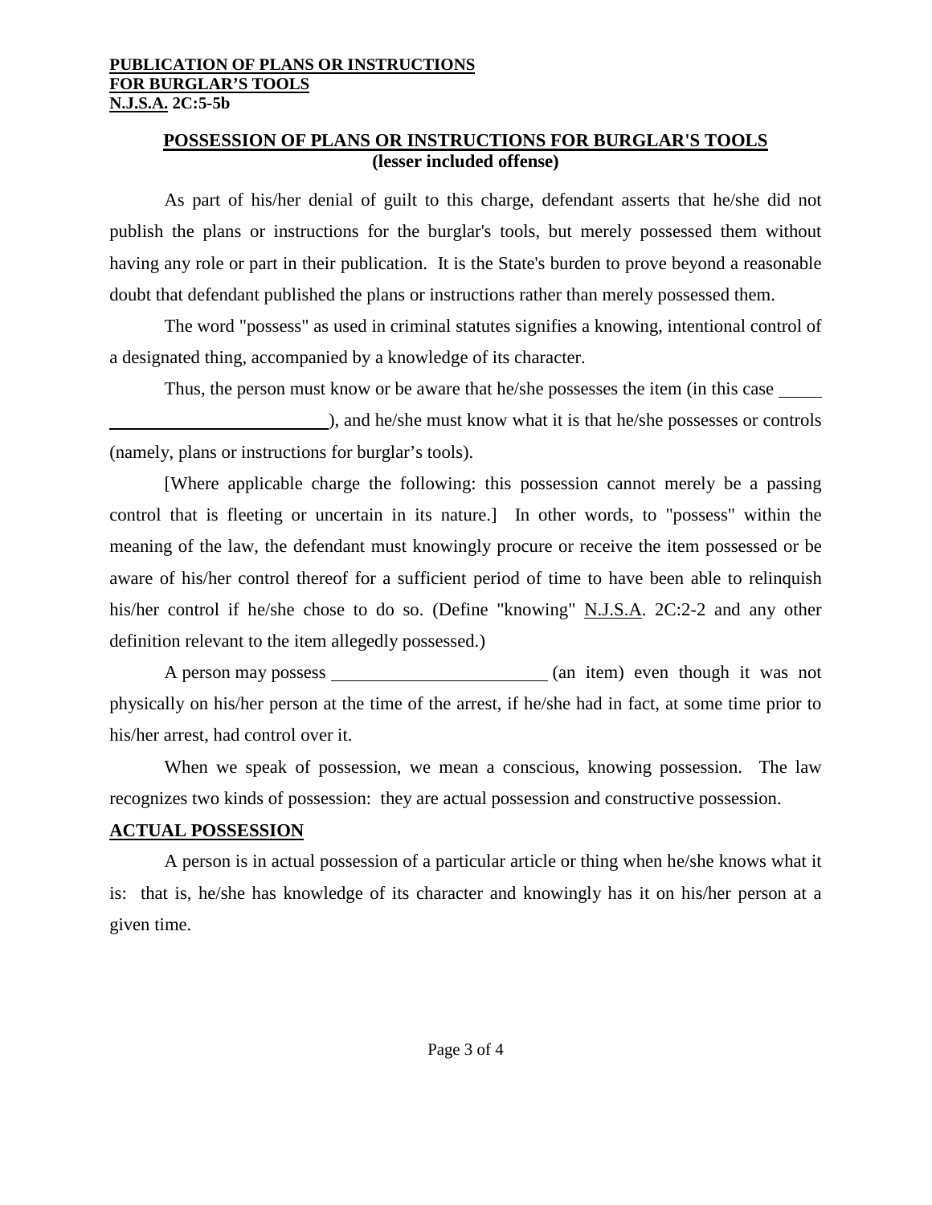**POSSESSION OF PLANS OR INSTRUCTIONS FOR BURGLAR'S TOOLS**
**(lesser included offense)**

As part of his/her denial of guilt to this charge, defendant asserts that he/she did not publish the plans or instructions for the burglar's tools, but merely possessed them without having any role or part in their publication. It is the State's burden to prove beyond a reasonable doubt that defendant published the plans or instructions rather than merely possessed them.

The word "possess" as used in criminal statutes signifies a knowing, intentional control of a designated thing, accompanied by a knowledge of its character.

Thus, the person must know or be aware that he/she possesses the item (in this case ______________________________), and he/she must know what it is that he/she possesses or controls (namely, plans or instructions for burglar's tools).

[Where applicable charge the following: this possession cannot merely be a passing control that is fleeting or uncertain in its nature.] In other words, to "possess" within the meaning of the law, the defendant must knowingly procure or receive the item possessed or be aware of his/her control thereof for a sufficient period of time to have been able to relinquish his/her control if he/she chose to do so. (Define "knowing" N.J.S.A. 2C:2-2 and any other definition relevant to the item allegedly possessed.)

A person may possess ________________________ (an item) even though it was not physically on his/her person at the time of the arrest, if he/she had in fact, at some time prior to his/her arrest, had control over it.

When we speak of possession, we mean a conscious, knowing possession. The law recognizes two kinds of possession: they are actual possession and constructive possession.

**ACTUAL POSSESSION**

A person is in actual possession of a particular article or thing when he/she knows what it is: that is, he/she has knowledge of its character and knowingly has it on his/her person at a given time.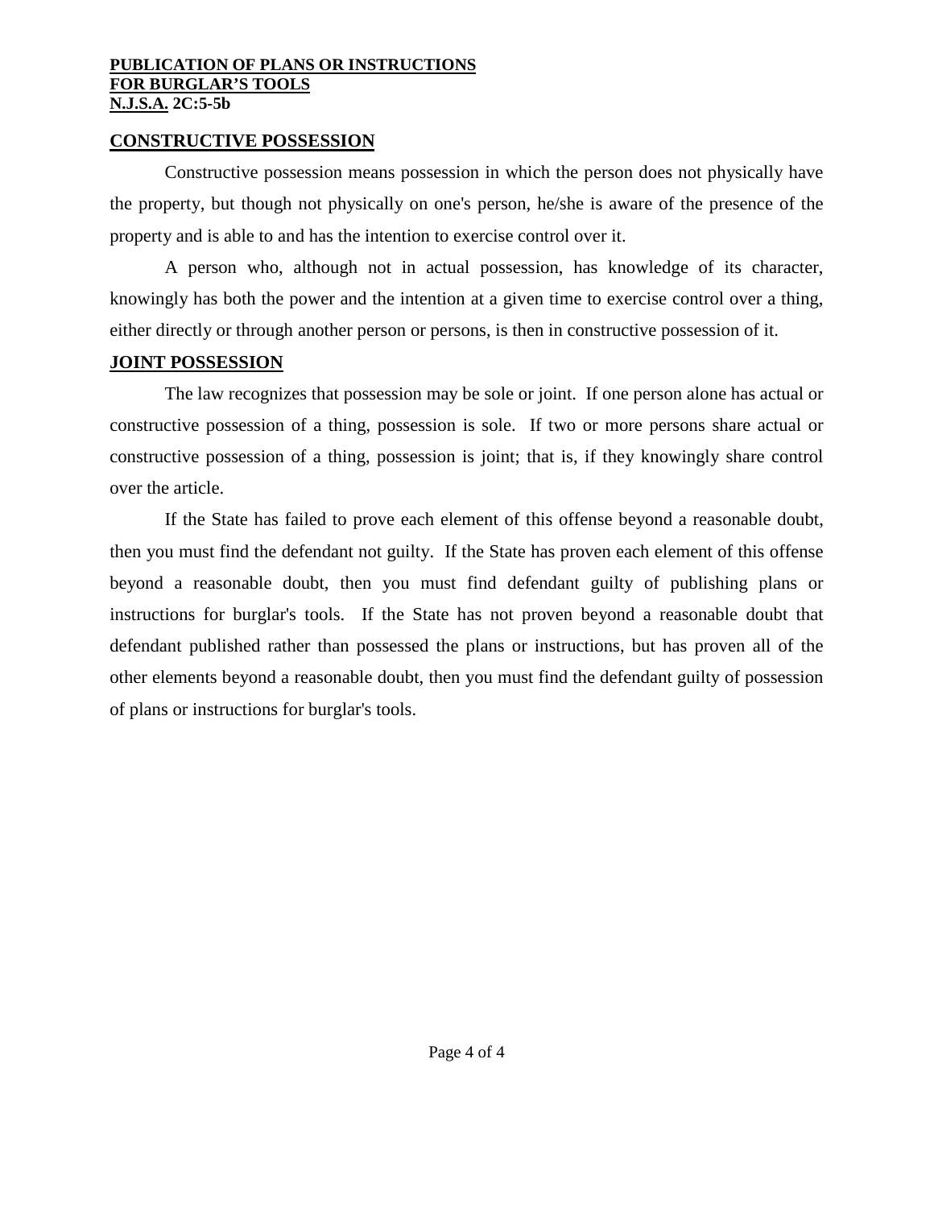## CONSTRUCTIVE POSSESSION

Constructive possession means possession in which the person does not physically have the property, but though not physically on one's person, he/she is aware of the presence of the property and is able to and has the intention to exercise control over it.

A person who, although not in actual possession, has knowledge of its character, knowingly has both the power and the intention at a given time to exercise control over a thing, either directly or through another person or persons, is then in constructive possession of it.

## JOINT POSSESSION

The law recognizes that possession may be sole or joint. If one person alone has actual or constructive possession of a thing, possession is sole. If two or more persons share actual or constructive possession of a thing, possession is joint; that is, if they knowingly share control over the article.

If the State has failed to prove each element of this offense beyond a reasonable doubt, then you must find the defendant not guilty. If the State has proven each element of this offense beyond a reasonable doubt, then you must find defendant guilty of publishing plans or instructions for burglar's tools. If the State has not proven beyond a reasonable doubt that defendant published rather than possessed the plans or instructions, but has proven all of the other elements beyond a reasonable doubt, then you must find the defendant guilty of possession of plans or instructions for burglar's tools.